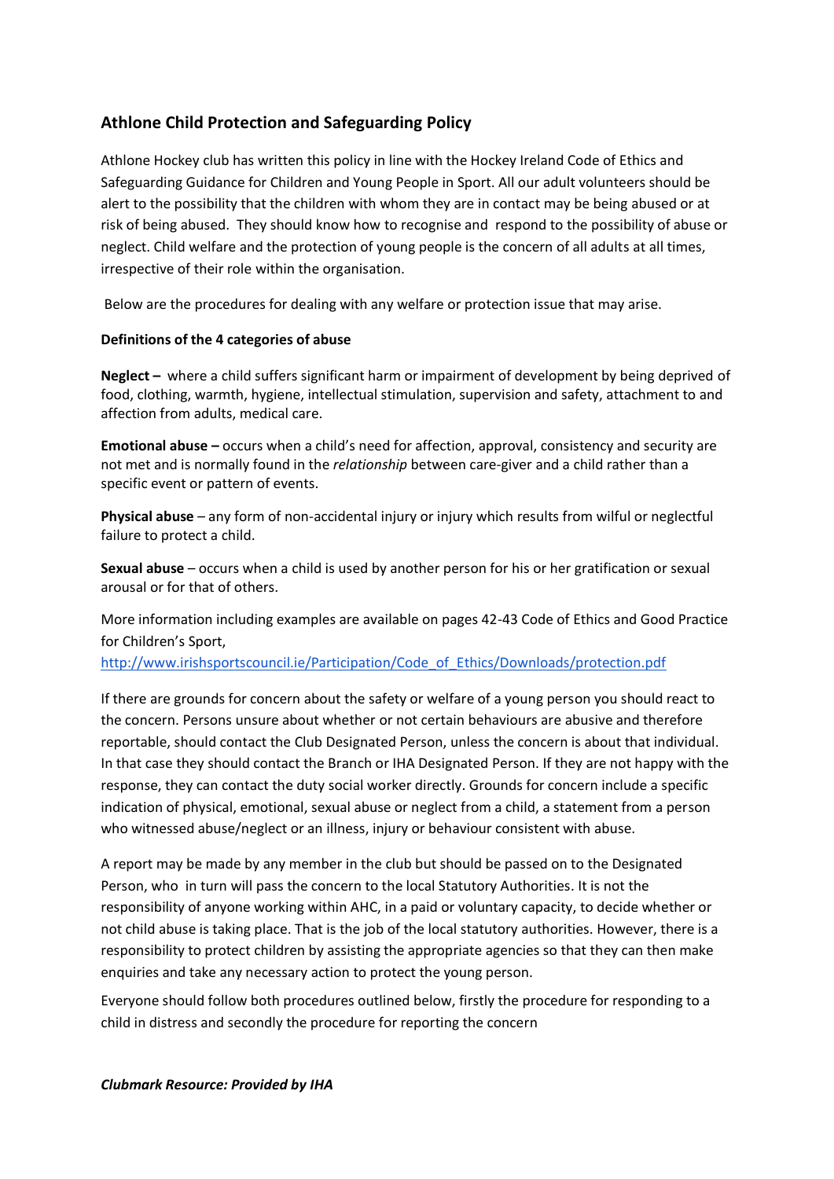## Athlone Child Protection and Safeguarding Policy

Athlone Hockey club has written this policy in line with the Hockey Ireland Code of Ethics and Safeguarding Guidance for Children and Young People in Sport. All our adult volunteers should be alert to the possibility that the children with whom they are in contact may be being abused or at risk of being abused. They should know how to recognise and respond to the possibility of abuse or neglect. Child welfare and the protection of young people is the concern of all adults at all times, irrespective of their role within the organisation.

Below are the procedures for dealing with any welfare or protection issue that may arise.

**Definitions of the 4 categories of abuse**

**Neglect –** where a child suffers significant harm or impairment of development by being deprived of food, clothing, warmth, hygiene, intellectual stimulation, supervision and safety, attachment to and affection from adults, medical care.

**Emotional abuse –** occurs when a child's need for affection, approval, consistency and security are not met and is normally found in the *relationship* between care-giver and a child rather than a specific event or pattern of events.

**Physical abuse** – any form of non-accidental injury or injury which results from wilful or neglectful failure to protect a child.

**Sexual abuse** – occurs when a child is used by another person for his or her gratification or sexual arousal or for that of others.

More information including examples are available on pages 42-43 Code of Ethics and Good Practice for Children's Sport,
[http://www.irishsportscouncil.ie/Participation/Code_of_Ethics/Downloads/protection.pdf](http://www.irishsportscouncil.ie/Participation/Code_of_Ethics/Downloads/protection.pdf)

If there are grounds for concern about the safety or welfare of a young person you should react to the concern. Persons unsure about whether or not certain behaviours are abusive and therefore reportable, should contact the Club Designated Person, unless the concern is about that individual. In that case they should contact the Branch or IHA Designated Person. If they are not happy with the response, they can contact the duty social worker directly. Grounds for concern include a specific indication of physical, emotional, sexual abuse or neglect from a child, a statement from a person who witnessed abuse/neglect or an illness, injury or behaviour consistent with abuse.

A report may be made by any member in the club but should be passed on to the Designated Person, who in turn will pass the concern to the local Statutory Authorities. It is not the responsibility of anyone working within AHC, in a paid or voluntary capacity, to decide whether or not child abuse is taking place. That is the job of the local statutory authorities. However, there is a responsibility to protect children by assisting the appropriate agencies so that they can then make enquiries and take any necessary action to protect the young person.

Everyone should follow both procedures outlined below, firstly the procedure for responding to a child in distress and secondly the procedure for reporting the concern

***Clubmark Resource: Provided by IHA***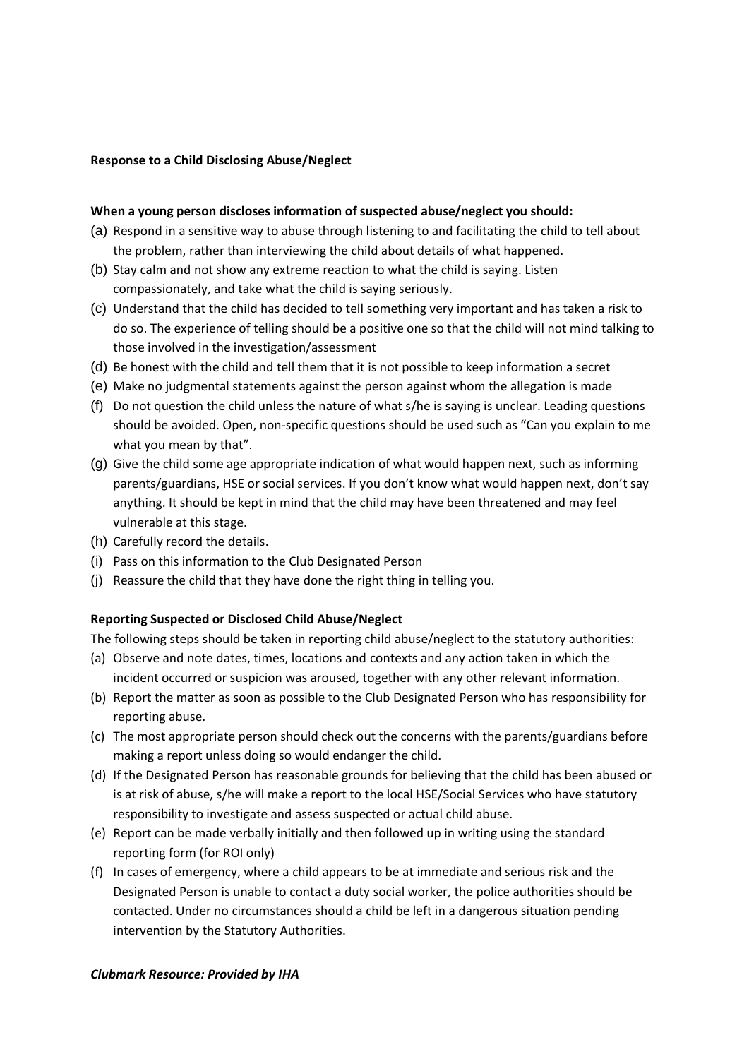**Response to a Child Disclosing Abuse/Neglect**

**When a young person discloses information of suspected abuse/neglect you should:**

(a) Respond in a sensitive way to abuse through listening to and facilitating the child to tell about the problem, rather than interviewing the child about details of what happened.
(b) Stay calm and not show any extreme reaction to what the child is saying. Listen compassionately, and take what the child is saying seriously.
(c) Understand that the child has decided to tell something very important and has taken a risk to do so. The experience of telling should be a positive one so that the child will not mind talking to those involved in the investigation/assessment
(d) Be honest with the child and tell them that it is not possible to keep information a secret
(e) Make no judgmental statements against the person against whom the allegation is made
(f) Do not question the child unless the nature of what s/he is saying is unclear. Leading questions should be avoided. Open, non-specific questions should be used such as "Can you explain to me what you mean by that".
(g) Give the child some age appropriate indication of what would happen next, such as informing parents/guardians, HSE or social services. If you don't know what would happen next, don't say anything. It should be kept in mind that the child may have been threatened and may feel vulnerable at this stage.
(h) Carefully record the details.
(i) Pass on this information to the Club Designated Person
(j) Reassure the child that they have done the right thing in telling you.

**Reporting Suspected or Disclosed Child Abuse/Neglect**

The following steps should be taken in reporting child abuse/neglect to the statutory authorities:

(a) Observe and note dates, times, locations and contexts and any action taken in which the incident occurred or suspicion was aroused, together with any other relevant information.
(b) Report the matter as soon as possible to the Club Designated Person who has responsibility for reporting abuse.
(c) The most appropriate person should check out the concerns with the parents/guardians before making a report unless doing so would endanger the child.
(d) If the Designated Person has reasonable grounds for believing that the child has been abused or is at risk of abuse, s/he will make a report to the local HSE/Social Services who have statutory responsibility to investigate and assess suspected or actual child abuse.
(e) Report can be made verbally initially and then followed up in writing using the standard reporting form (for ROI only)
(f) In cases of emergency, where a child appears to be at immediate and serious risk and the Designated Person is unable to contact a duty social worker, the police authorities should be contacted. Under no circumstances should a child be left in a dangerous situation pending intervention by the Statutory Authorities.

***Clubmark Resource: Provided by IHA***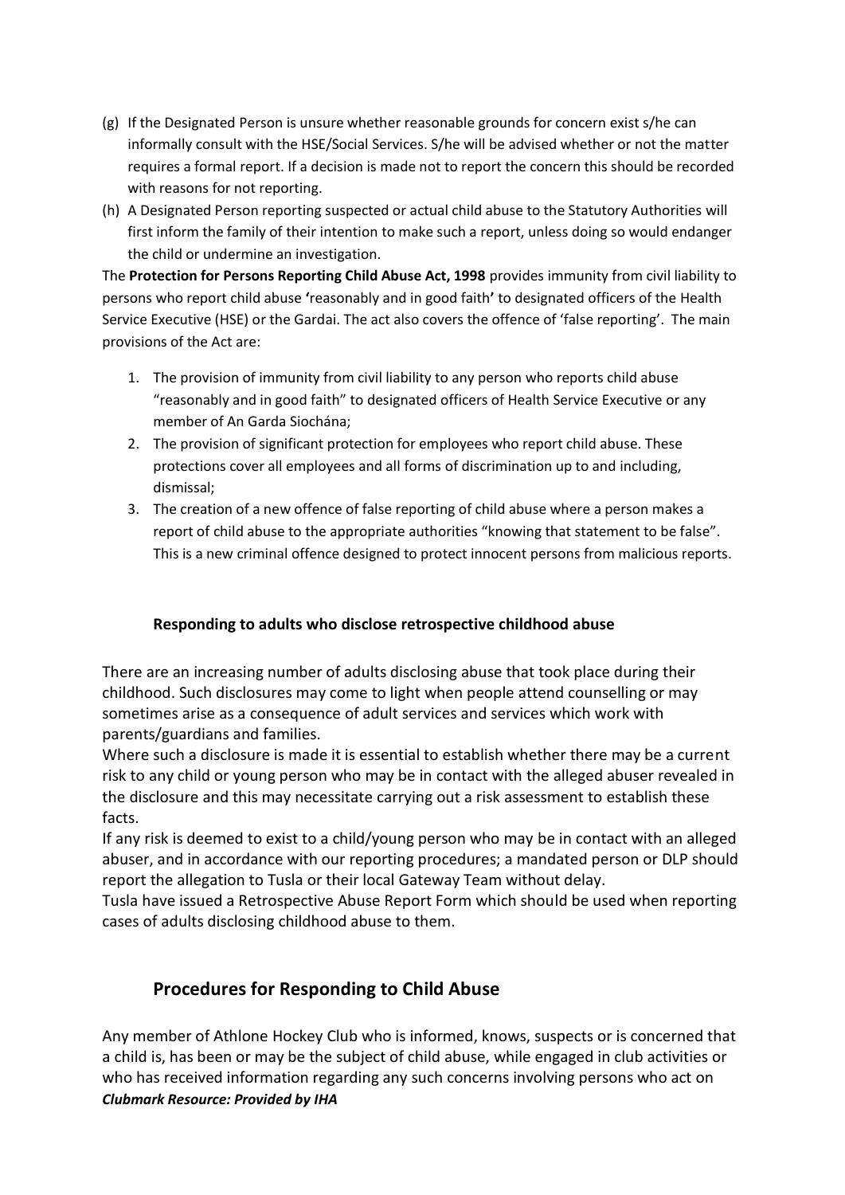(g) If the Designated Person is unsure whether reasonable grounds for concern exist s/he can informally consult with the HSE/Social Services. S/he will be advised whether or not the matter requires a formal report. If a decision is made not to report the concern this should be recorded with reasons for not reporting.

(h) A Designated Person reporting suspected or actual child abuse to the Statutory Authorities will first inform the family of their intention to make such a report, unless doing so would endanger the child or undermine an investigation.

The **Protection for Persons Reporting Child Abuse Act, 1998** provides immunity from civil liability to persons who report child abuse **'**reasonably and in good faith**'** to designated officers of the Health Service Executive (HSE) or the Gardai. The act also covers the offence of 'false reporting'. The main provisions of the Act are:

1. The provision of immunity from civil liability to any person who reports child abuse "reasonably and in good faith" to designated officers of Health Service Executive or any member of An Garda Siochána;
2. The provision of significant protection for employees who report child abuse. These protections cover all employees and all forms of discrimination up to and including, dismissal;
3. The creation of a new offence of false reporting of child abuse where a person makes a report of child abuse to the appropriate authorities "knowing that statement to be false". This is a new criminal offence designed to protect innocent persons from malicious reports.

**Responding to adults who disclose retrospective childhood abuse**

There are an increasing number of adults disclosing abuse that took place during their childhood. Such disclosures may come to light when people attend counselling or may sometimes arise as a consequence of adult services and services which work with parents/guardians and families.

Where such a disclosure is made it is essential to establish whether there may be a current risk to any child or young person who may be in contact with the alleged abuser revealed in the disclosure and this may necessitate carrying out a risk assessment to establish these facts.

If any risk is deemed to exist to a child/young person who may be in contact with an alleged abuser, and in accordance with our reporting procedures; a mandated person or DLP should report the allegation to Tusla or their local Gateway Team without delay.

Tusla have issued a Retrospective Abuse Report Form which should be used when reporting cases of adults disclosing childhood abuse to them.

## Procedures for Responding to Child Abuse

Any member of Athlone Hockey Club who is informed, knows, suspects or is concerned that a child is, has been or may be the subject of child abuse, while engaged in club activities or who has received information regarding any such concerns involving persons who act on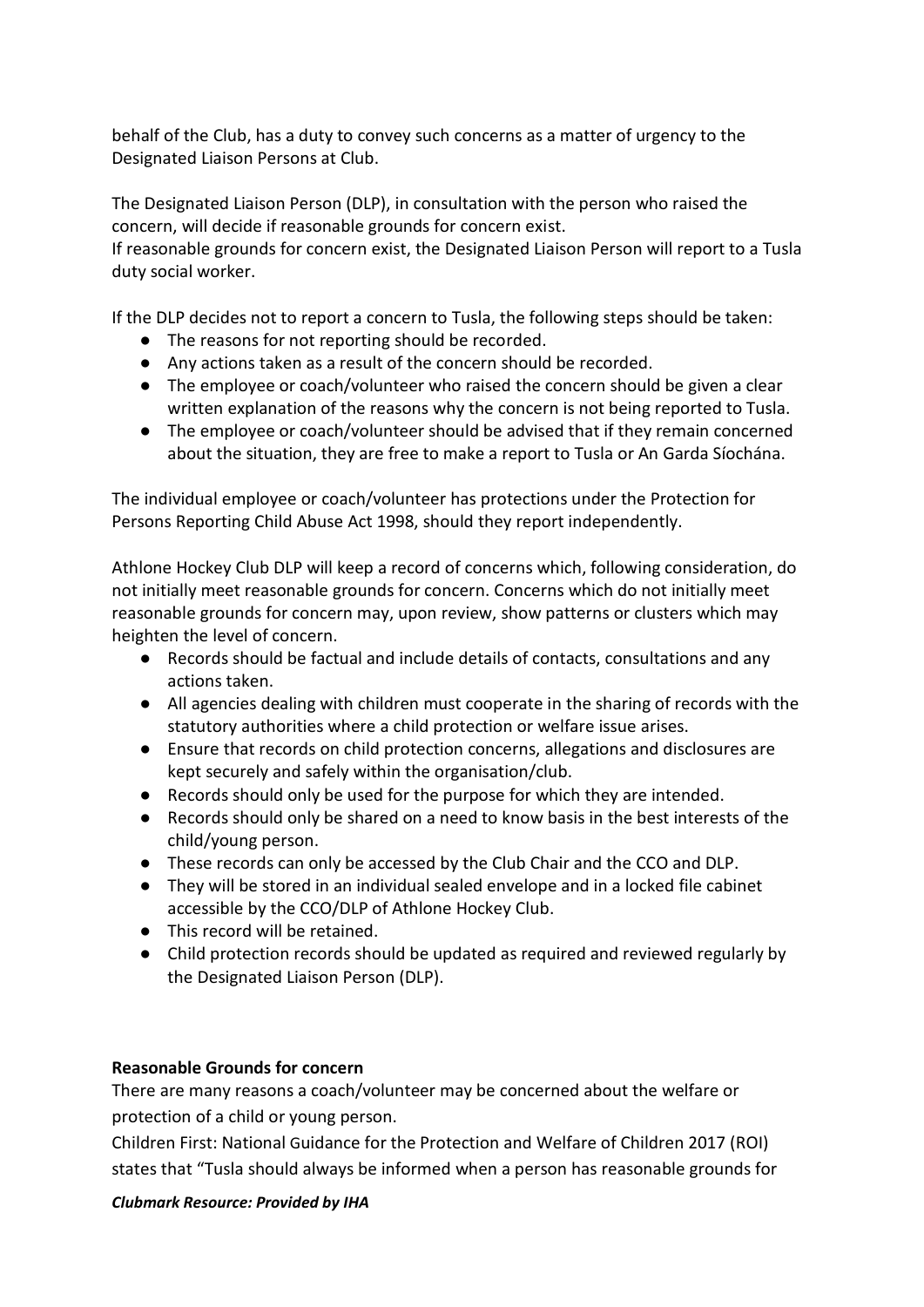behalf of the Club, has a duty to convey such concerns as a matter of urgency to the Designated Liaison Persons at Club.

The Designated Liaison Person (DLP), in consultation with the person who raised the concern, will decide if reasonable grounds for concern exist.
If reasonable grounds for concern exist, the Designated Liaison Person will report to a Tusla duty social worker.

If the DLP decides not to report a concern to Tusla, the following steps should be taken:

- The reasons for not reporting should be recorded.
- Any actions taken as a result of the concern should be recorded.
- The employee or coach/volunteer who raised the concern should be given a clear written explanation of the reasons why the concern is not being reported to Tusla.
- The employee or coach/volunteer should be advised that if they remain concerned about the situation, they are free to make a report to Tusla or An Garda Síochána.

The individual employee or coach/volunteer has protections under the Protection for Persons Reporting Child Abuse Act 1998, should they report independently.

Athlone Hockey Club DLP will keep a record of concerns which, following consideration, do not initially meet reasonable grounds for concern. Concerns which do not initially meet reasonable grounds for concern may, upon review, show patterns or clusters which may heighten the level of concern.

- Records should be factual and include details of contacts, consultations and any actions taken.
- All agencies dealing with children must cooperate in the sharing of records with the statutory authorities where a child protection or welfare issue arises.
- Ensure that records on child protection concerns, allegations and disclosures are kept securely and safely within the organisation/club.
- Records should only be used for the purpose for which they are intended.
- Records should only be shared on a need to know basis in the best interests of the child/young person.
- These records can only be accessed by the Club Chair and the CCO and DLP.
- They will be stored in an individual sealed envelope and in a locked file cabinet accessible by the CCO/DLP of Athlone Hockey Club.
- This record will be retained.
- Child protection records should be updated as required and reviewed regularly by the Designated Liaison Person (DLP).

**Reasonable Grounds for concern**

There are many reasons a coach/volunteer may be concerned about the welfare or protection of a child or young person.

Children First: National Guidance for the Protection and Welfare of Children 2017 (ROI) states that "Tusla should always be informed when a person has reasonable grounds for

***Clubmark Resource: Provided by IHA***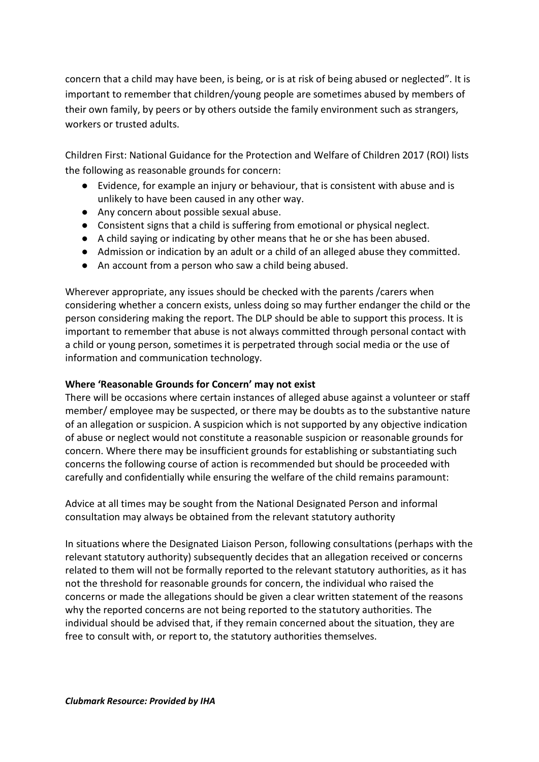concern that a child may have been, is being, or is at risk of being abused or neglected". It is important to remember that children/young people are sometimes abused by members of their own family, by peers or by others outside the family environment such as strangers, workers or trusted adults.

Children First: National Guidance for the Protection and Welfare of Children 2017 (ROI) lists the following as reasonable grounds for concern:

- Evidence, for example an injury or behaviour, that is consistent with abuse and is unlikely to have been caused in any other way.
- Any concern about possible sexual abuse.
- Consistent signs that a child is suffering from emotional or physical neglect.
- A child saying or indicating by other means that he or she has been abused.
- Admission or indication by an adult or a child of an alleged abuse they committed.
- An account from a person who saw a child being abused.

Wherever appropriate, any issues should be checked with the parents /carers when considering whether a concern exists, unless doing so may further endanger the child or the person considering making the report. The DLP should be able to support this process. It is important to remember that abuse is not always committed through personal contact with a child or young person, sometimes it is perpetrated through social media or the use of information and communication technology.

**Where 'Reasonable Grounds for Concern' may not exist**

There will be occasions where certain instances of alleged abuse against a volunteer or staff member/ employee may be suspected, or there may be doubts as to the substantive nature of an allegation or suspicion. A suspicion which is not supported by any objective indication of abuse or neglect would not constitute a reasonable suspicion or reasonable grounds for concern. Where there may be insufficient grounds for establishing or substantiating such concerns the following course of action is recommended but should be proceeded with carefully and confidentially while ensuring the welfare of the child remains paramount:

Advice at all times may be sought from the National Designated Person and informal consultation may always be obtained from the relevant statutory authority

In situations where the Designated Liaison Person, following consultations (perhaps with the relevant statutory authority) subsequently decides that an allegation received or concerns related to them will not be formally reported to the relevant statutory authorities, as it has not the threshold for reasonable grounds for concern, the individual who raised the concerns or made the allegations should be given a clear written statement of the reasons why the reported concerns are not being reported to the statutory authorities. The individual should be advised that, if they remain concerned about the situation, they are free to consult with, or report to, the statutory authorities themselves.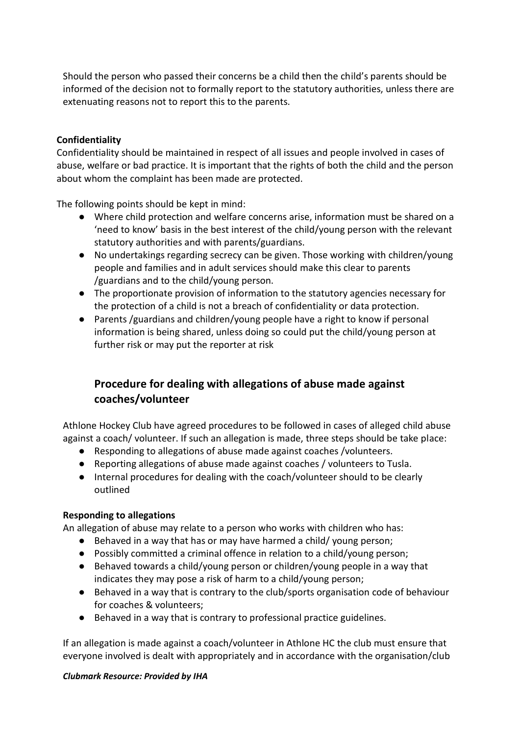Should the person who passed their concerns be a child then the child's parents should be informed of the decision not to formally report to the statutory authorities, unless there are extenuating reasons not to report this to the parents.

**Confidentiality**

Confidentiality should be maintained in respect of all issues and people involved in cases of abuse, welfare or bad practice. It is important that the rights of both the child and the person about whom the complaint has been made are protected.

The following points should be kept in mind:

- Where child protection and welfare concerns arise, information must be shared on a 'need to know' basis in the best interest of the child/young person with the relevant statutory authorities and with parents/guardians.
- No undertakings regarding secrecy can be given. Those working with children/young people and families and in adult services should make this clear to parents /guardians and to the child/young person.
- The proportionate provision of information to the statutory agencies necessary for the protection of a child is not a breach of confidentiality or data protection.
- Parents /guardians and children/young people have a right to know if personal information is being shared, unless doing so could put the child/young person at further risk or may put the reporter at risk

## Procedure for dealing with allegations of abuse made against coaches/volunteer

Athlone Hockey Club have agreed procedures to be followed in cases of alleged child abuse against a coach/ volunteer. If such an allegation is made, three steps should be take place:

- Responding to allegations of abuse made against coaches /volunteers.
- Reporting allegations of abuse made against coaches / volunteers to Tusla.
- Internal procedures for dealing with the coach/volunteer should to be clearly outlined

**Responding to allegations**

An allegation of abuse may relate to a person who works with children who has:

- Behaved in a way that has or may have harmed a child/ young person;
- Possibly committed a criminal offence in relation to a child/young person;
- Behaved towards a child/young person or children/young people in a way that indicates they may pose a risk of harm to a child/young person;
- Behaved in a way that is contrary to the club/sports organisation code of behaviour for coaches & volunteers;
- Behaved in a way that is contrary to professional practice guidelines.

If an allegation is made against a coach/volunteer in Athlone HC the club must ensure that everyone involved is dealt with appropriately and in accordance with the organisation/club

***Clubmark Resource: Provided by IHA***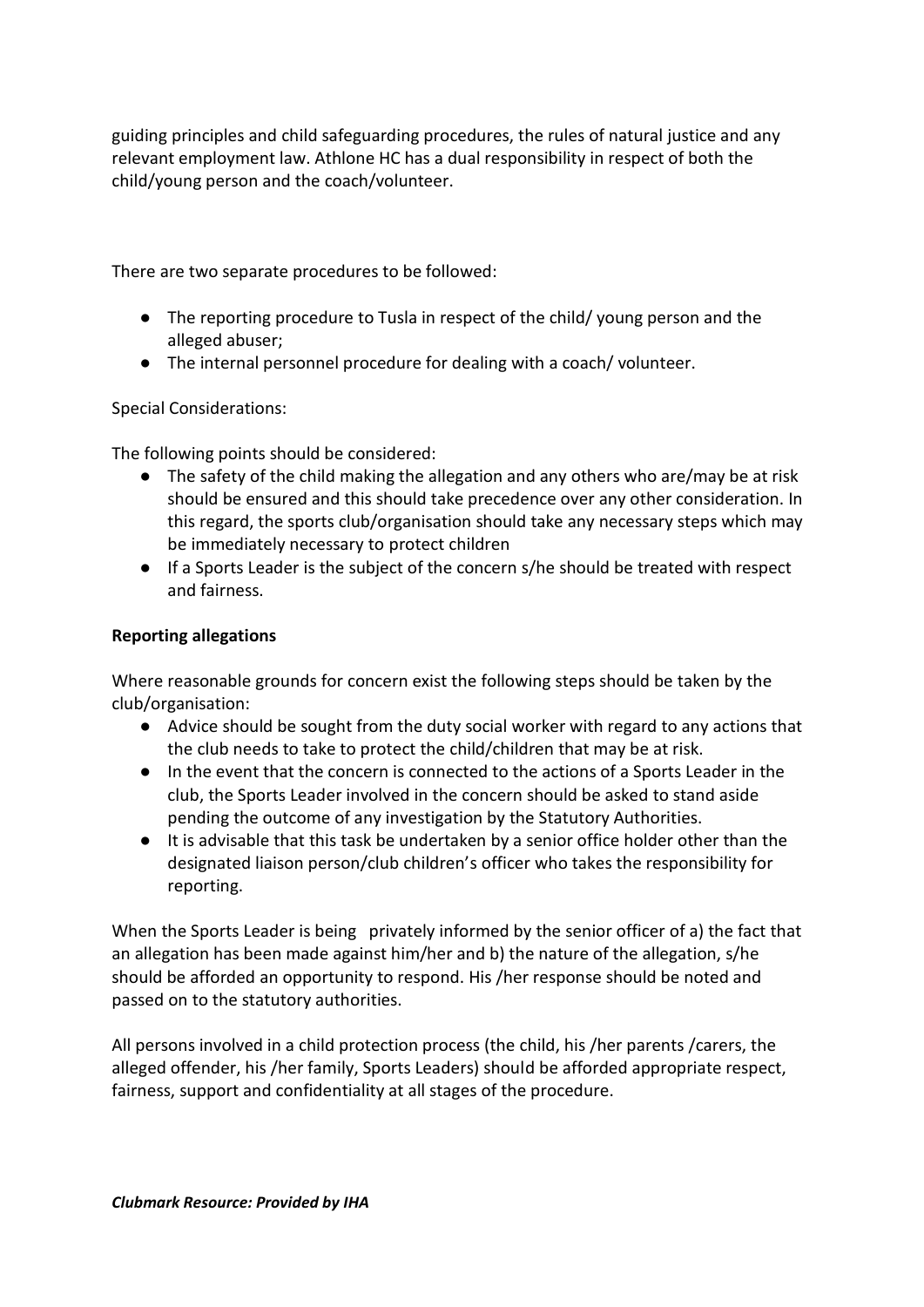guiding principles and child safeguarding procedures, the rules of natural justice and any relevant employment law. Athlone HC has a dual responsibility in respect of both the child/young person and the coach/volunteer.

There are two separate procedures to be followed:

- The reporting procedure to Tusla in respect of the child/ young person and the alleged abuser;
- The internal personnel procedure for dealing with a coach/ volunteer.

Special Considerations:

The following points should be considered:

- The safety of the child making the allegation and any others who are/may be at risk should be ensured and this should take precedence over any other consideration. In this regard, the sports club/organisation should take any necessary steps which may be immediately necessary to protect children
- If a Sports Leader is the subject of the concern s/he should be treated with respect and fairness.

**Reporting allegations**

Where reasonable grounds for concern exist the following steps should be taken by the club/organisation:

- Advice should be sought from the duty social worker with regard to any actions that the club needs to take to protect the child/children that may be at risk.
- In the event that the concern is connected to the actions of a Sports Leader in the club, the Sports Leader involved in the concern should be asked to stand aside pending the outcome of any investigation by the Statutory Authorities.
- It is advisable that this task be undertaken by a senior office holder other than the designated liaison person/club children's officer who takes the responsibility for reporting.

When the Sports Leader is being privately informed by the senior officer of a) the fact that an allegation has been made against him/her and b) the nature of the allegation, s/he should be afforded an opportunity to respond. His /her response should be noted and passed on to the statutory authorities.

All persons involved in a child protection process (the child, his /her parents /carers, the alleged offender, his /her family, Sports Leaders) should be afforded appropriate respect, fairness, support and confidentiality at all stages of the procedure.

***Clubmark Resource: Provided by IHA***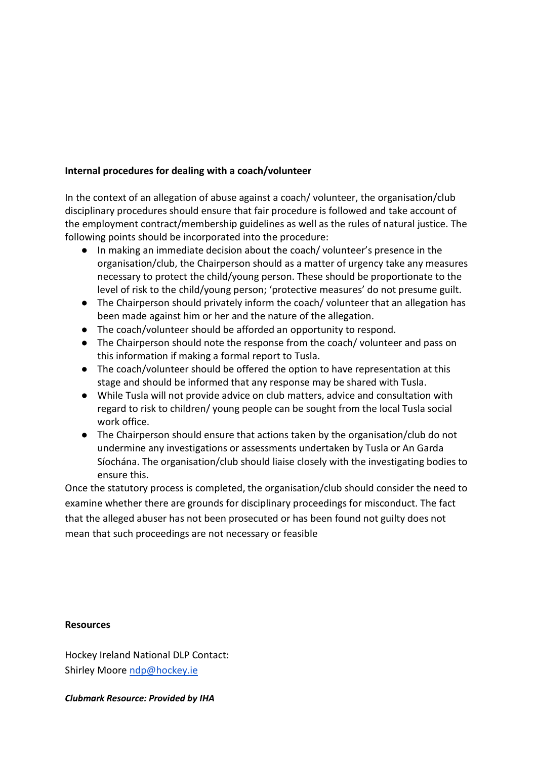**Internal procedures for dealing with a coach/volunteer**

In the context of an allegation of abuse against a coach/ volunteer, the organisation/club disciplinary procedures should ensure that fair procedure is followed and take account of the employment contract/membership guidelines as well as the rules of natural justice. The following points should be incorporated into the procedure:

- In making an immediate decision about the coach/ volunteer's presence in the organisation/club, the Chairperson should as a matter of urgency take any measures necessary to protect the child/young person. These should be proportionate to the level of risk to the child/young person; 'protective measures' do not presume guilt.
- The Chairperson should privately inform the coach/ volunteer that an allegation has been made against him or her and the nature of the allegation.
- The coach/volunteer should be afforded an opportunity to respond.
- The Chairperson should note the response from the coach/ volunteer and pass on this information if making a formal report to Tusla.
- The coach/volunteer should be offered the option to have representation at this stage and should be informed that any response may be shared with Tusla.
- While Tusla will not provide advice on club matters, advice and consultation with regard to risk to children/ young people can be sought from the local Tusla social work office.
- The Chairperson should ensure that actions taken by the organisation/club do not undermine any investigations or assessments undertaken by Tusla or An Garda Síochána. The organisation/club should liaise closely with the investigating bodies to ensure this.

Once the statutory process is completed, the organisation/club should consider the need to examine whether there are grounds for disciplinary proceedings for misconduct. The fact that the alleged abuser has not been prosecuted or has been found not guilty does not mean that such proceedings are not necessary or feasible

**Resources**

Hockey Ireland National DLP Contact:
Shirley Moore ndp@hockey.ie

***Clubmark Resource: Provided by IHA***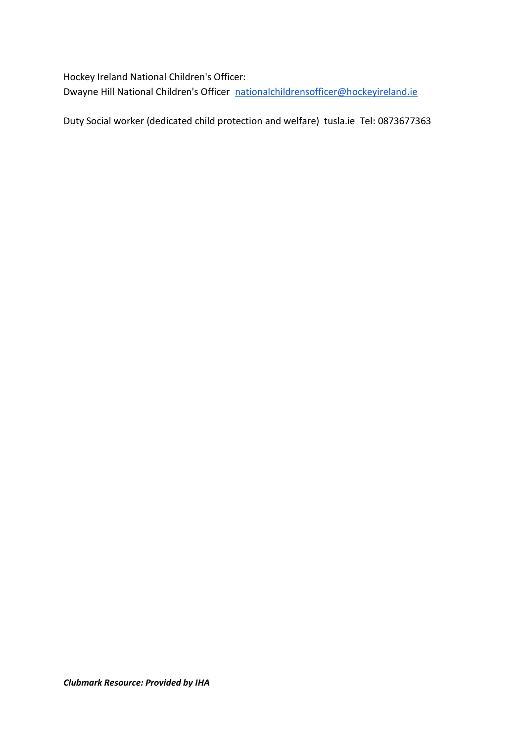Hockey Ireland National Children's Officer:
Dwayne Hill National Children's Officer nationalchildrensofficer@hockeyireland.ie

Duty Social worker (dedicated child protection and welfare) tusla.ie Tel: 0873677363